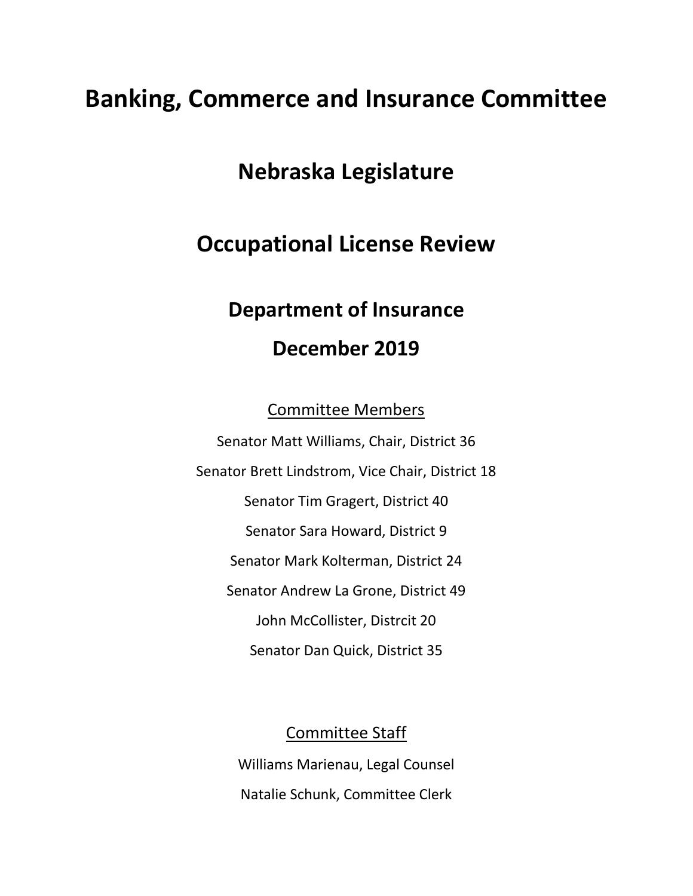# Banking, Commerce and Insurance Committee

## Nebraska Legislature

## Occupational License Review

### Department of Insurance

### December 2019

Committee Members

Senator Matt Williams, Chair, District 36

Senator Brett Lindstrom, Vice Chair, District 18

Senator Tim Gragert, District 40

Senator Sara Howard, District 9

Senator Mark Kolterman, District 24

Senator Andrew La Grone, District 49

John McCollister, Distrcit 20

Senator Dan Quick, District 35

Committee Staff

Williams Marienau, Legal Counsel

Natalie Schunk, Committee Clerk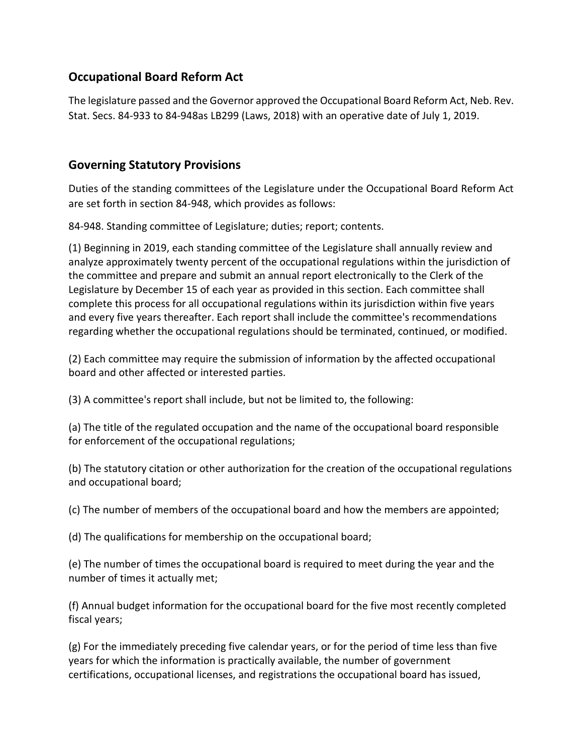## Occupational Board Reform Act

The legislature passed and the Governor approved the Occupational Board Reform Act, Neb. Rev. Stat. Secs. 84-933 to 84-948as LB299 (Laws, 2018) with an operative date of July 1, 2019.

## Governing Statutory Provisions

Duties of the standing committees of the Legislature under the Occupational Board Reform Act are set forth in section 84-948, which provides as follows:

84-948. Standing committee of Legislature; duties; report; contents.

(1) Beginning in 2019, each standing committee of the Legislature shall annually review and analyze approximately twenty percent of the occupational regulations within the jurisdiction of the committee and prepare and submit an annual report electronically to the Clerk of the Legislature by December 15 of each year as provided in this section. Each committee shall complete this process for all occupational regulations within its jurisdiction within five years and every five years thereafter. Each report shall include the committee's recommendations regarding whether the occupational regulations should be terminated, continued, or modified.

(2) Each committee may require the submission of information by the affected occupational board and other affected or interested parties.

(3) A committee's report shall include, but not be limited to, the following:

(a) The title of the regulated occupation and the name of the occupational board responsible for enforcement of the occupational regulations;

(b) The statutory citation or other authorization for the creation of the occupational regulations and occupational board;

(c) The number of members of the occupational board and how the members are appointed;

(d) The qualifications for membership on the occupational board;

(e) The number of times the occupational board is required to meet during the year and the number of times it actually met;

(f) Annual budget information for the occupational board for the five most recently completed fiscal years;

(g) For the immediately preceding five calendar years, or for the period of time less than five years for which the information is practically available, the number of government certifications, occupational licenses, and registrations the occupational board has issued,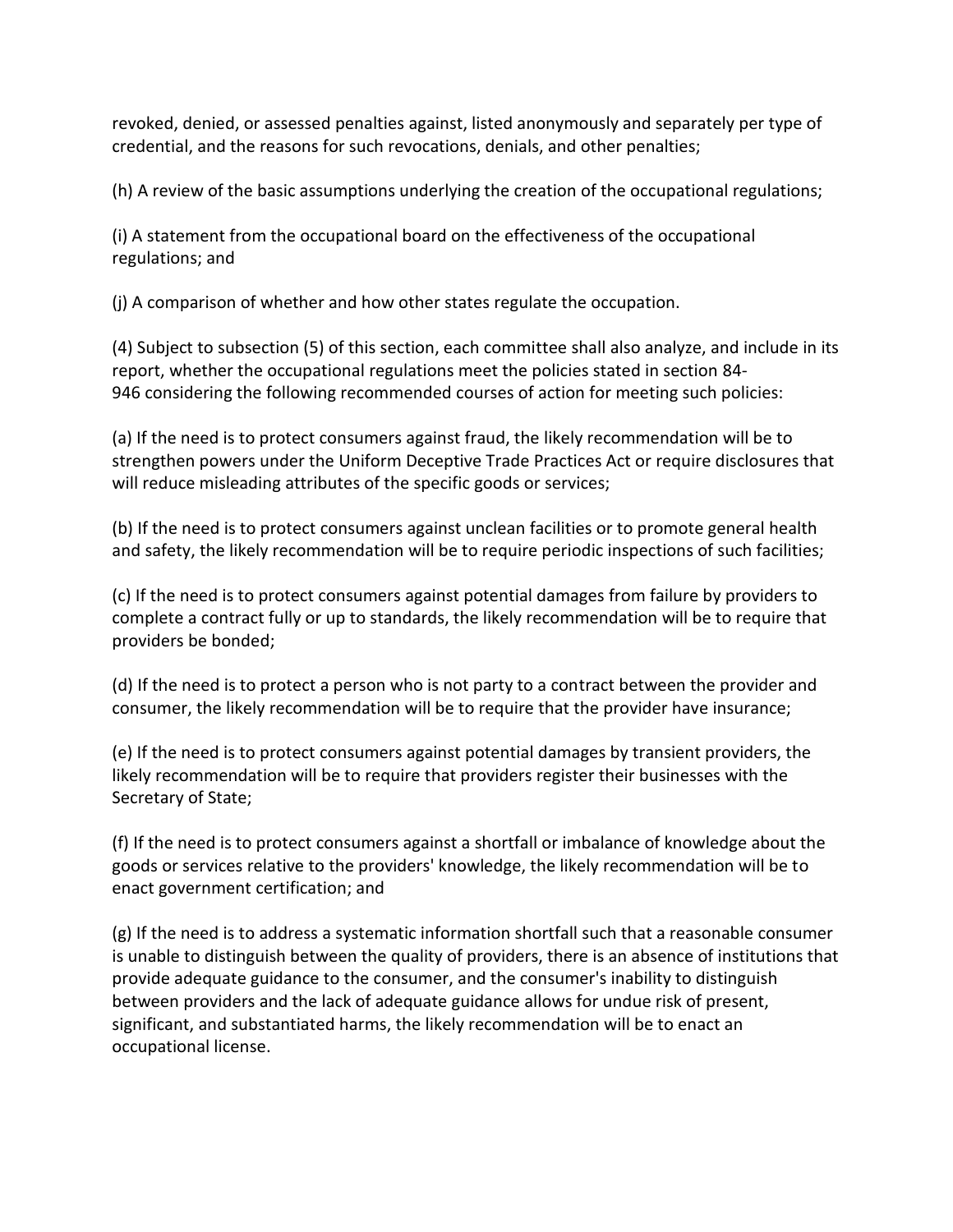revoked, denied, or assessed penalties against, listed anonymously and separately per type of credential, and the reasons for such revocations, denials, and other penalties;

(h) A review of the basic assumptions underlying the creation of the occupational regulations;

(i) A statement from the occupational board on the effectiveness of the occupational regulations; and

(j) A comparison of whether and how other states regulate the occupation.

(4) Subject to subsection (5) of this section, each committee shall also analyze, and include in its report, whether the occupational regulations meet the policies stated in section 84-946 considering the following recommended courses of action for meeting such policies:

(a) If the need is to protect consumers against fraud, the likely recommendation will be to strengthen powers under the Uniform Deceptive Trade Practices Act or require disclosures that will reduce misleading attributes of the specific goods or services;

(b) If the need is to protect consumers against unclean facilities or to promote general health and safety, the likely recommendation will be to require periodic inspections of such facilities;

(c) If the need is to protect consumers against potential damages from failure by providers to complete a contract fully or up to standards, the likely recommendation will be to require that providers be bonded;

(d) If the need is to protect a person who is not party to a contract between the provider and consumer, the likely recommendation will be to require that the provider have insurance;

(e) If the need is to protect consumers against potential damages by transient providers, the likely recommendation will be to require that providers register their businesses with the Secretary of State;

(f) If the need is to protect consumers against a shortfall or imbalance of knowledge about the goods or services relative to the providers' knowledge, the likely recommendation will be to enact government certification; and

(g) If the need is to address a systematic information shortfall such that a reasonable consumer is unable to distinguish between the quality of providers, there is an absence of institutions that provide adequate guidance to the consumer, and the consumer's inability to distinguish between providers and the lack of adequate guidance allows for undue risk of present, significant, and substantiated harms, the likely recommendation will be to enact an occupational license.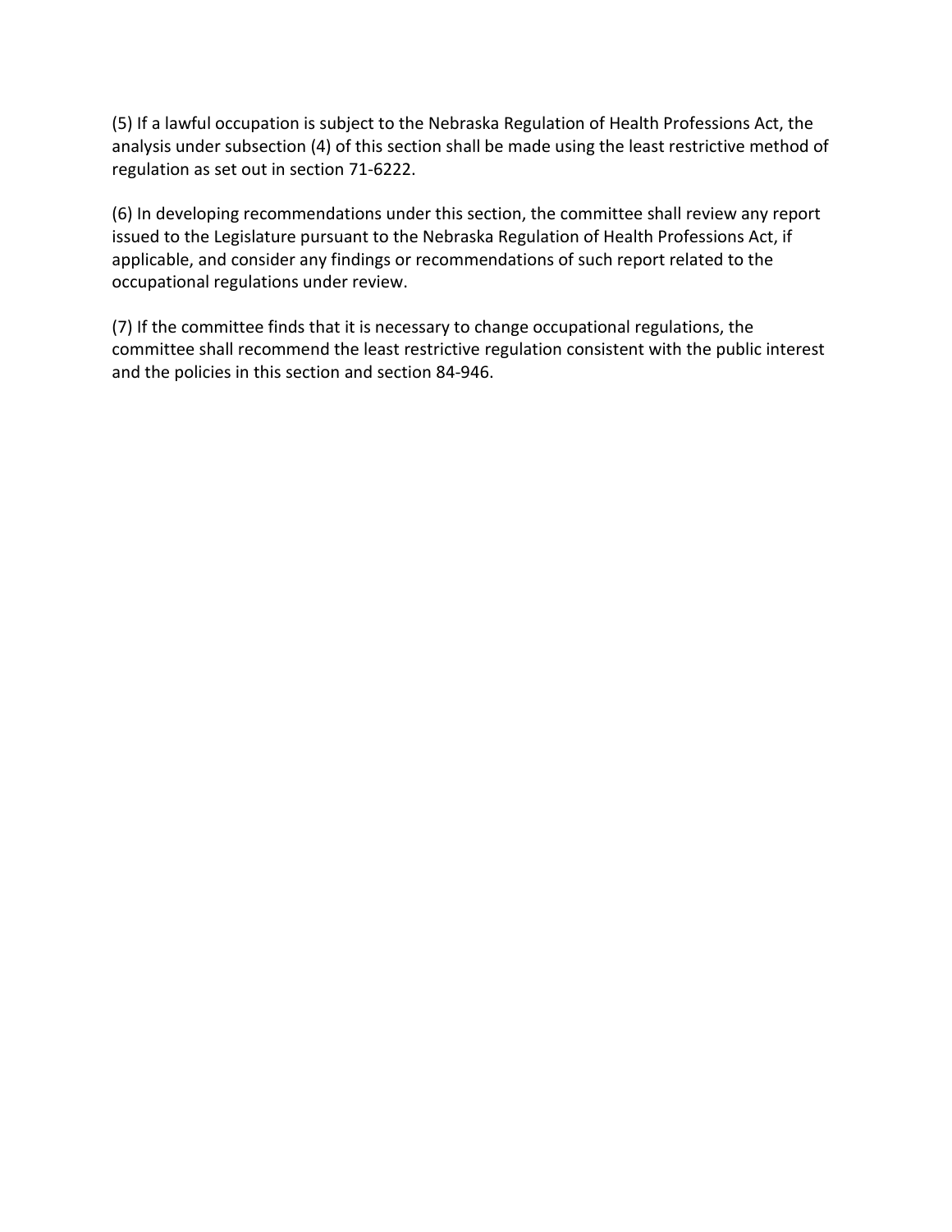(5) If a lawful occupation is subject to the Nebraska Regulation of Health Professions Act, the analysis under subsection (4) of this section shall be made using the least restrictive method of regulation as set out in section 71-6222.

(6) In developing recommendations under this section, the committee shall review any report issued to the Legislature pursuant to the Nebraska Regulation of Health Professions Act, if applicable, and consider any findings or recommendations of such report related to the occupational regulations under review.

(7) If the committee finds that it is necessary to change occupational regulations, the committee shall recommend the least restrictive regulation consistent with the public interest and the policies in this section and section 84-946.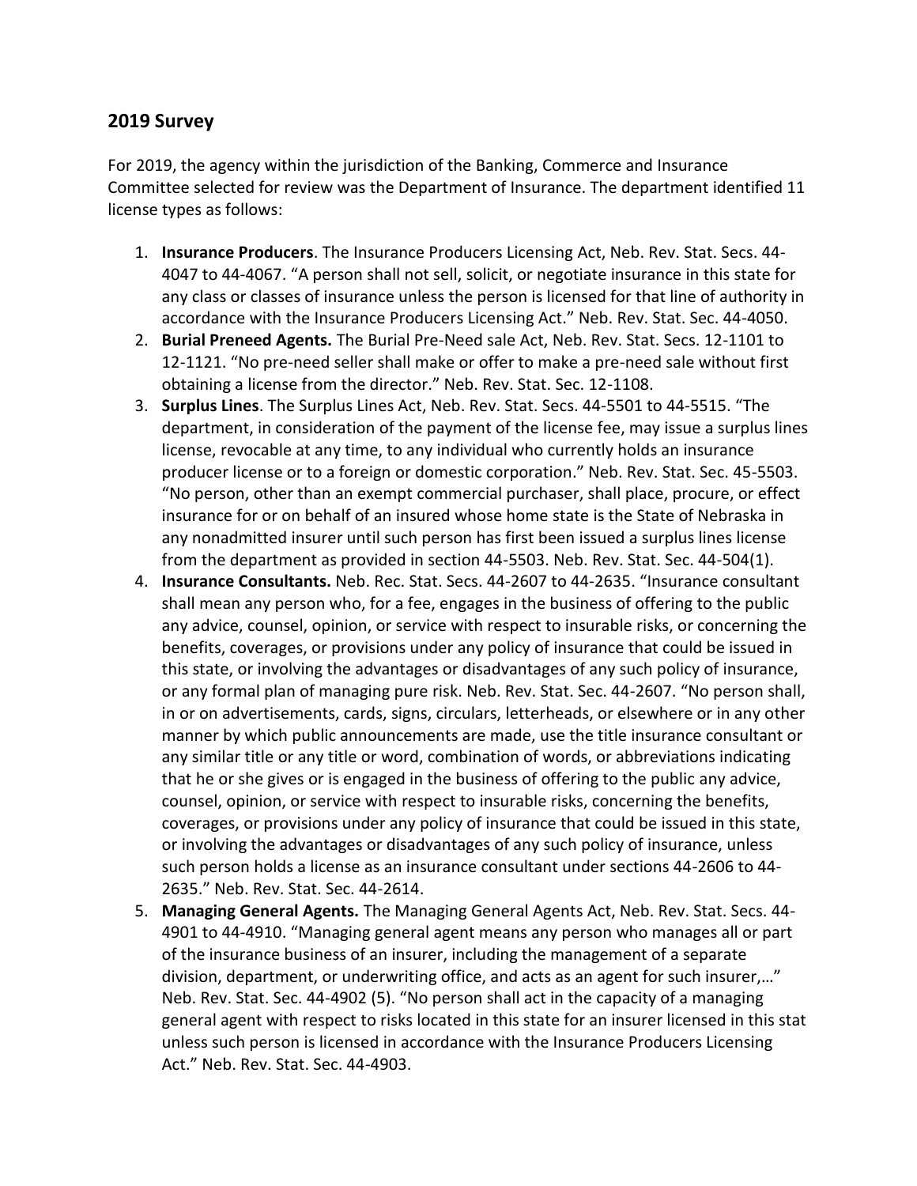## 2019 Survey

For 2019, the agency within the jurisdiction of the Banking, Commerce and Insurance Committee selected for review was the Department of Insurance. The department identified 11 license types as follows:

1. **Insurance Producers**. The Insurance Producers Licensing Act, Neb. Rev. Stat. Secs. 44-4047 to 44-4067. "A person shall not sell, solicit, or negotiate insurance in this state for any class or classes of insurance unless the person is licensed for that line of authority in accordance with the Insurance Producers Licensing Act." Neb. Rev. Stat. Sec. 44-4050.
2. **Burial Preneed Agents.** The Burial Pre-Need sale Act, Neb. Rev. Stat. Secs. 12-1101 to 12-1121. "No pre-need seller shall make or offer to make a pre-need sale without first obtaining a license from the director." Neb. Rev. Stat. Sec. 12-1108.
3. **Surplus Lines**. The Surplus Lines Act, Neb. Rev. Stat. Secs. 44-5501 to 44-5515. "The department, in consideration of the payment of the license fee, may issue a surplus lines license, revocable at any time, to any individual who currently holds an insurance producer license or to a foreign or domestic corporation." Neb. Rev. Stat. Sec. 45-5503. "No person, other than an exempt commercial purchaser, shall place, procure, or effect insurance for or on behalf of an insured whose home state is the State of Nebraska in any nonadmitted insurer until such person has first been issued a surplus lines license from the department as provided in section 44-5503. Neb. Rev. Stat. Sec. 44-504(1).
4. **Insurance Consultants.** Neb. Rec. Stat. Secs. 44-2607 to 44-2635. "Insurance consultant shall mean any person who, for a fee, engages in the business of offering to the public any advice, counsel, opinion, or service with respect to insurable risks, or concerning the benefits, coverages, or provisions under any policy of insurance that could be issued in this state, or involving the advantages or disadvantages of any such policy of insurance, or any formal plan of managing pure risk. Neb. Rev. Stat. Sec. 44-2607. "No person shall, in or on advertisements, cards, signs, circulars, letterheads, or elsewhere or in any other manner by which public announcements are made, use the title insurance consultant or any similar title or any title or word, combination of words, or abbreviations indicating that he or she gives or is engaged in the business of offering to the public any advice, counsel, opinion, or service with respect to insurable risks, concerning the benefits, coverages, or provisions under any policy of insurance that could be issued in this state, or involving the advantages or disadvantages of any such policy of insurance, unless such person holds a license as an insurance consultant under sections 44-2606 to 44-2635." Neb. Rev. Stat. Sec. 44-2614.
5. **Managing General Agents.** The Managing General Agents Act, Neb. Rev. Stat. Secs. 44-4901 to 44-4910. "Managing general agent means any person who manages all or part of the insurance business of an insurer, including the management of a separate division, department, or underwriting office, and acts as an agent for such insurer,…" Neb. Rev. Stat. Sec. 44-4902 (5). "No person shall act in the capacity of a managing general agent with respect to risks located in this state for an insurer licensed in this stat unless such person is licensed in accordance with the Insurance Producers Licensing Act." Neb. Rev. Stat. Sec. 44-4903.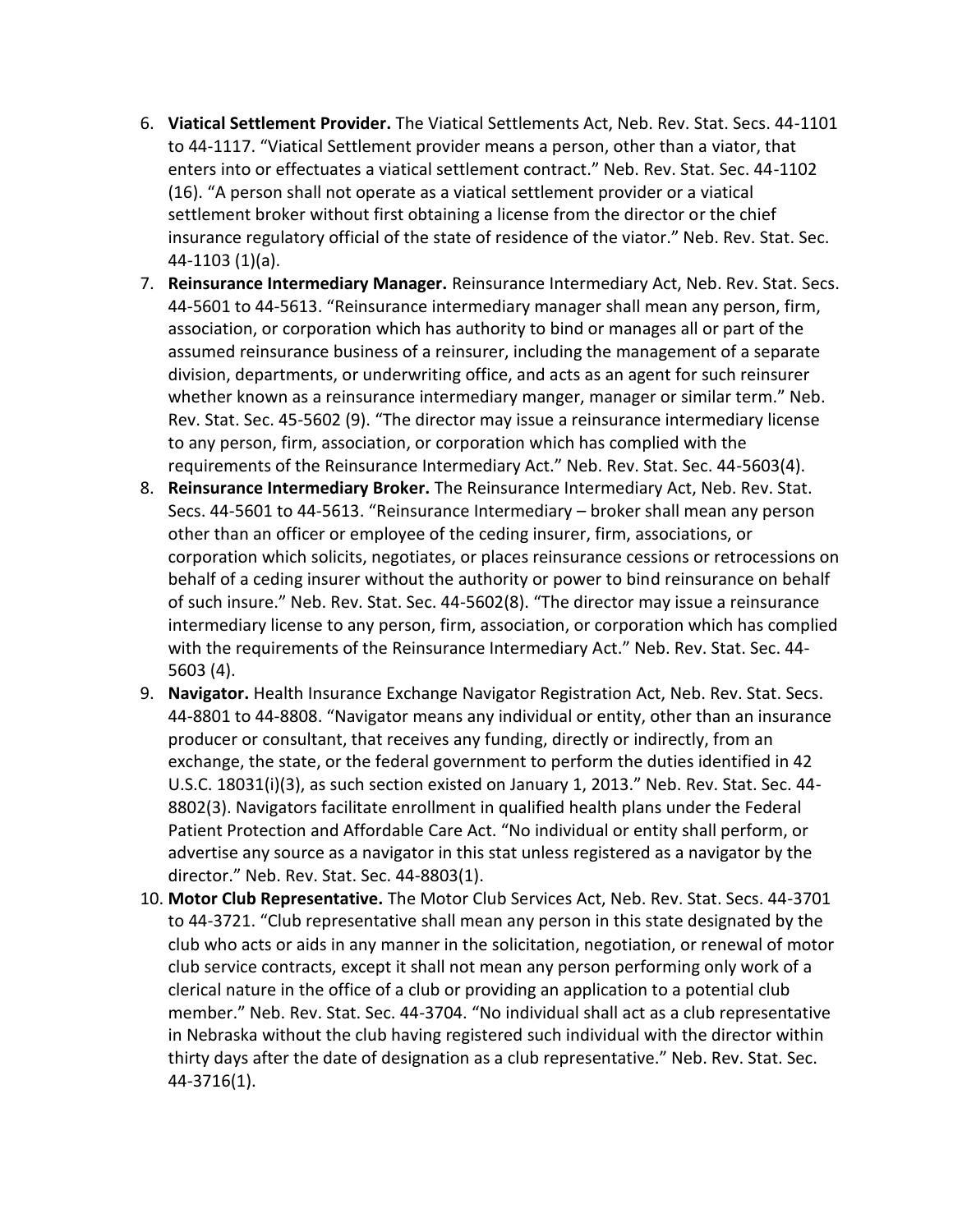6. **Viatical Settlement Provider.** The Viatical Settlements Act, Neb. Rev. Stat. Secs. 44-1101 to 44-1117. "Viatical Settlement provider means a person, other than a viator, that enters into or effectuates a viatical settlement contract." Neb. Rev. Stat. Sec. 44-1102 (16). "A person shall not operate as a viatical settlement provider or a viatical settlement broker without first obtaining a license from the director or the chief insurance regulatory official of the state of residence of the viator." Neb. Rev. Stat. Sec. 44-1103 (1)(a).
7. **Reinsurance Intermediary Manager.** Reinsurance Intermediary Act, Neb. Rev. Stat. Secs. 44-5601 to 44-5613. "Reinsurance intermediary manager shall mean any person, firm, association, or corporation which has authority to bind or manages all or part of the assumed reinsurance business of a reinsurer, including the management of a separate division, departments, or underwriting office, and acts as an agent for such reinsurer whether known as a reinsurance intermediary manger, manager or similar term." Neb. Rev. Stat. Sec. 45-5602 (9). "The director may issue a reinsurance intermediary license to any person, firm, association, or corporation which has complied with the requirements of the Reinsurance Intermediary Act." Neb. Rev. Stat. Sec. 44-5603(4).
8. **Reinsurance Intermediary Broker.** The Reinsurance Intermediary Act, Neb. Rev. Stat. Secs. 44-5601 to 44-5613. "Reinsurance Intermediary – broker shall mean any person other than an officer or employee of the ceding insurer, firm, associations, or corporation which solicits, negotiates, or places reinsurance cessions or retrocessions on behalf of a ceding insurer without the authority or power to bind reinsurance on behalf of such insure." Neb. Rev. Stat. Sec. 44-5602(8). "The director may issue a reinsurance intermediary license to any person, firm, association, or corporation which has complied with the requirements of the Reinsurance Intermediary Act." Neb. Rev. Stat. Sec. 44-5603 (4).
9. **Navigator.** Health Insurance Exchange Navigator Registration Act, Neb. Rev. Stat. Secs. 44-8801 to 44-8808. "Navigator means any individual or entity, other than an insurance producer or consultant, that receives any funding, directly or indirectly, from an exchange, the state, or the federal government to perform the duties identified in 42 U.S.C. 18031(i)(3), as such section existed on January 1, 2013." Neb. Rev. Stat. Sec. 44-8802(3). Navigators facilitate enrollment in qualified health plans under the Federal Patient Protection and Affordable Care Act. "No individual or entity shall perform, or advertise any source as a navigator in this stat unless registered as a navigator by the director." Neb. Rev. Stat. Sec. 44-8803(1).
10. **Motor Club Representative.** The Motor Club Services Act, Neb. Rev. Stat. Secs. 44-3701 to 44-3721. "Club representative shall mean any person in this state designated by the club who acts or aids in any manner in the solicitation, negotiation, or renewal of motor club service contracts, except it shall not mean any person performing only work of a clerical nature in the office of a club or providing an application to a potential club member." Neb. Rev. Stat. Sec. 44-3704. "No individual shall act as a club representative in Nebraska without the club having registered such individual with the director within thirty days after the date of designation as a club representative." Neb. Rev. Stat. Sec. 44-3716(1).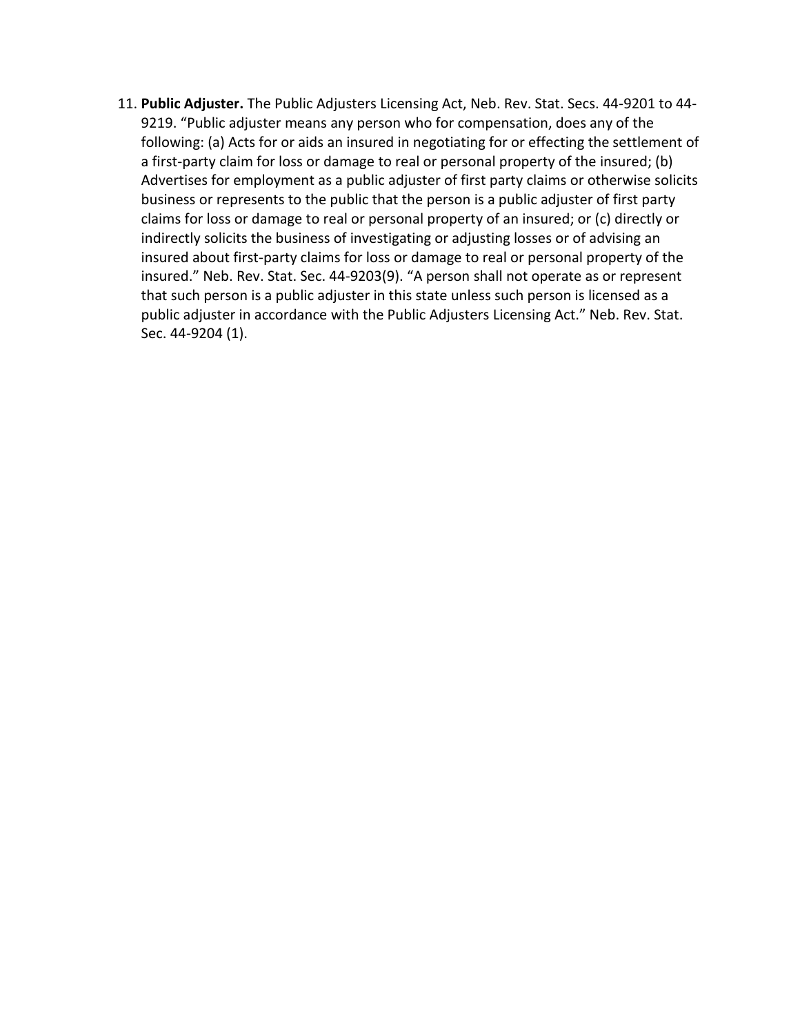11. **Public Adjuster.** The Public Adjusters Licensing Act, Neb. Rev. Stat. Secs. 44-9201 to 44-9219. "Public adjuster means any person who for compensation, does any of the following: (a) Acts for or aids an insured in negotiating for or effecting the settlement of a first-party claim for loss or damage to real or personal property of the insured; (b) Advertises for employment as a public adjuster of first party claims or otherwise solicits business or represents to the public that the person is a public adjuster of first party claims for loss or damage to real or personal property of an insured; or (c) directly or indirectly solicits the business of investigating or adjusting losses or of advising an insured about first-party claims for loss or damage to real or personal property of the insured." Neb. Rev. Stat. Sec. 44-9203(9). "A person shall not operate as or represent that such person is a public adjuster in this state unless such person is licensed as a public adjuster in accordance with the Public Adjusters Licensing Act." Neb. Rev. Stat. Sec. 44-9204 (1).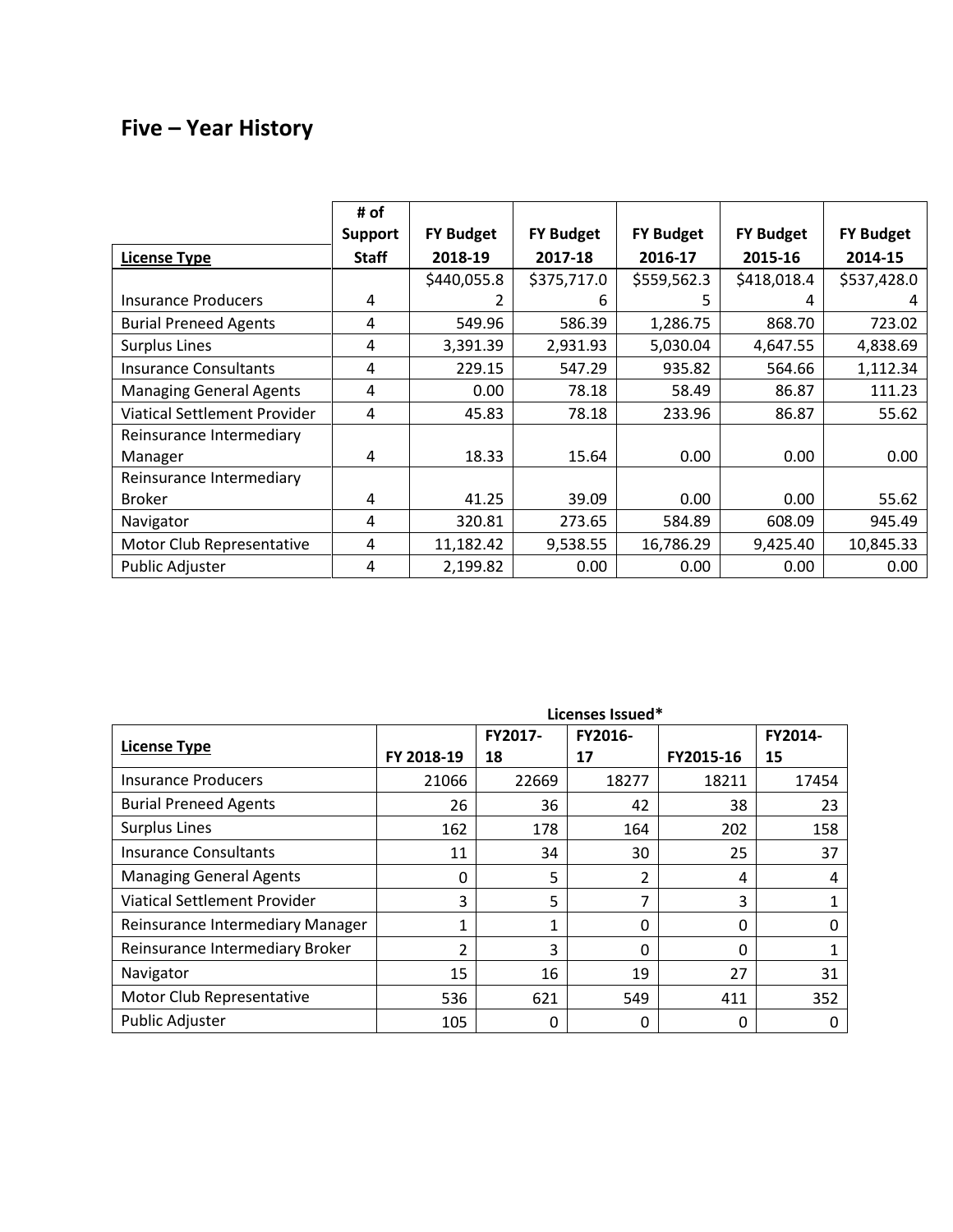# Five – Year History

| License Type | # of Support Staff | FY Budget 2018-19 | FY Budget 2017-18 | FY Budget 2016-17 | FY Budget 2015-16 | FY Budget 2014-15 |
|---|---|---|---|---|---|---|
| Insurance Producers | 4 | $440,055.82 | $375,717.06 | $559,562.35 | $418,018.44 | $537,428.04 |
| Burial Preneed Agents | 4 | 549.96 | 586.39 | 1,286.75 | 868.70 | 723.02 |
| Surplus Lines | 4 | 3,391.39 | 2,931.93 | 5,030.04 | 4,647.55 | 4,838.69 |
| Insurance Consultants | 4 | 229.15 | 547.29 | 935.82 | 564.66 | 1,112.34 |
| Managing General Agents | 4 | 0.00 | 78.18 | 58.49 | 86.87 | 111.23 |
| Viatical Settlement Provider | 4 | 45.83 | 78.18 | 233.96 | 86.87 | 55.62 |
| Reinsurance Intermediary Manager | 4 | 18.33 | 15.64 | 0.00 | 0.00 | 0.00 |
| Reinsurance Intermediary Broker | 4 | 41.25 | 39.09 | 0.00 | 0.00 | 55.62 |
| Navigator | 4 | 320.81 | 273.65 | 584.89 | 608.09 | 945.49 |
| Motor Club Representative | 4 | 11,182.42 | 9,538.55 | 16,786.29 | 9,425.40 | 10,845.33 |
| Public Adjuster | 4 | 2,199.82 | 0.00 | 0.00 | 0.00 | 0.00 |

| | Licenses Issued* | | | | |
|---|---|---|---|---|---|
| License Type | FY 2018-19 | FY2017-18 | FY2016-17 | FY2015-16 | FY2014-15 |
| Insurance Producers | 21066 | 22669 | 18277 | 18211 | 17454 |
| Burial Preneed Agents | 26 | 36 | 42 | 38 | 23 |
| Surplus Lines | 162 | 178 | 164 | 202 | 158 |
| Insurance Consultants | 11 | 34 | 30 | 25 | 37 |
| Managing General Agents | 0 | 5 | 2 | 4 | 4 |
| Viatical Settlement Provider | 3 | 5 | 7 | 3 | 1 |
| Reinsurance Intermediary Manager | 1 | 1 | 0 | 0 | 0 |
| Reinsurance Intermediary Broker | 2 | 3 | 0 | 0 | 1 |
| Navigator | 15 | 16 | 19 | 27 | 31 |
| Motor Club Representative | 536 | 621 | 549 | 411 | 352 |
| Public Adjuster | 105 | 0 | 0 | 0 | 0 |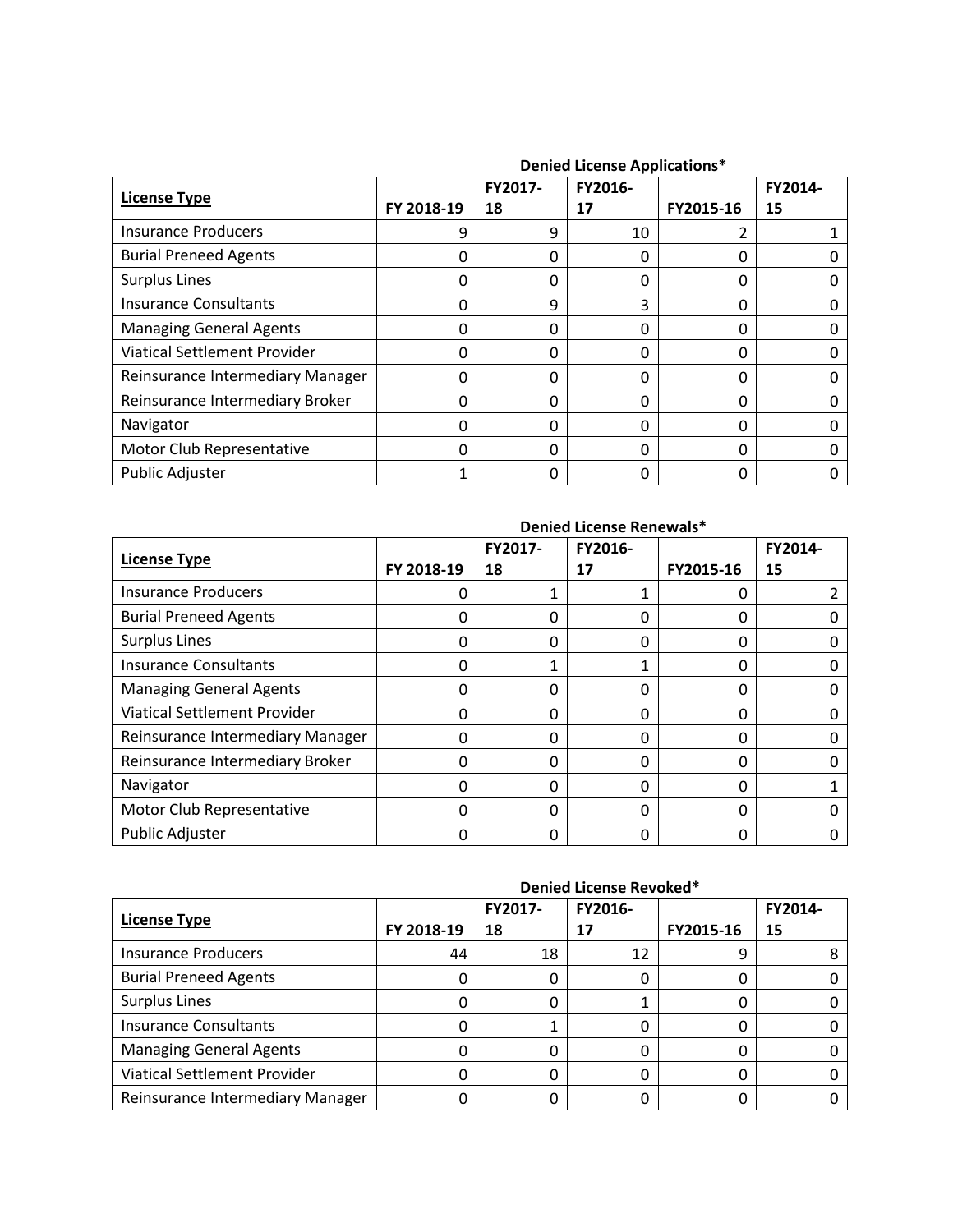**Denied License Applications***

| License Type | FY 2018-19 | FY2017-18 | FY2016-17 | FY2015-16 | FY2014-15 |
|---|---|---|---|---|---|
| Insurance Producers | 9 | 9 | 10 | 2 | 1 |
| Burial Preneed Agents | 0 | 0 | 0 | 0 | 0 |
| Surplus Lines | 0 | 0 | 0 | 0 | 0 |
| Insurance Consultants | 0 | 9 | 3 | 0 | 0 |
| Managing General Agents | 0 | 0 | 0 | 0 | 0 |
| Viatical Settlement Provider | 0 | 0 | 0 | 0 | 0 |
| Reinsurance Intermediary Manager | 0 | 0 | 0 | 0 | 0 |
| Reinsurance Intermediary Broker | 0 | 0 | 0 | 0 | 0 |
| Navigator | 0 | 0 | 0 | 0 | 0 |
| Motor Club Representative | 0 | 0 | 0 | 0 | 0 |
| Public Adjuster | 1 | 0 | 0 | 0 | 0 |

**Denied License Renewals***

| License Type | FY 2018-19 | FY2017-18 | FY2016-17 | FY2015-16 | FY2014-15 |
|---|---|---|---|---|---|
| Insurance Producers | 0 | 1 | 1 | 0 | 2 |
| Burial Preneed Agents | 0 | 0 | 0 | 0 | 0 |
| Surplus Lines | 0 | 0 | 0 | 0 | 0 |
| Insurance Consultants | 0 | 1 | 1 | 0 | 0 |
| Managing General Agents | 0 | 0 | 0 | 0 | 0 |
| Viatical Settlement Provider | 0 | 0 | 0 | 0 | 0 |
| Reinsurance Intermediary Manager | 0 | 0 | 0 | 0 | 0 |
| Reinsurance Intermediary Broker | 0 | 0 | 0 | 0 | 0 |
| Navigator | 0 | 0 | 0 | 0 | 1 |
| Motor Club Representative | 0 | 0 | 0 | 0 | 0 |
| Public Adjuster | 0 | 0 | 0 | 0 | 0 |

**Denied License Revoked***

| License Type | FY 2018-19 | FY2017-18 | FY2016-17 | FY2015-16 | FY2014-15 |
|---|---|---|---|---|---|
| Insurance Producers | 44 | 18 | 12 | 9 | 8 |
| Burial Preneed Agents | 0 | 0 | 0 | 0 | 0 |
| Surplus Lines | 0 | 0 | 1 | 0 | 0 |
| Insurance Consultants | 0 | 1 | 0 | 0 | 0 |
| Managing General Agents | 0 | 0 | 0 | 0 | 0 |
| Viatical Settlement Provider | 0 | 0 | 0 | 0 | 0 |
| Reinsurance Intermediary Manager | 0 | 0 | 0 | 0 | 0 |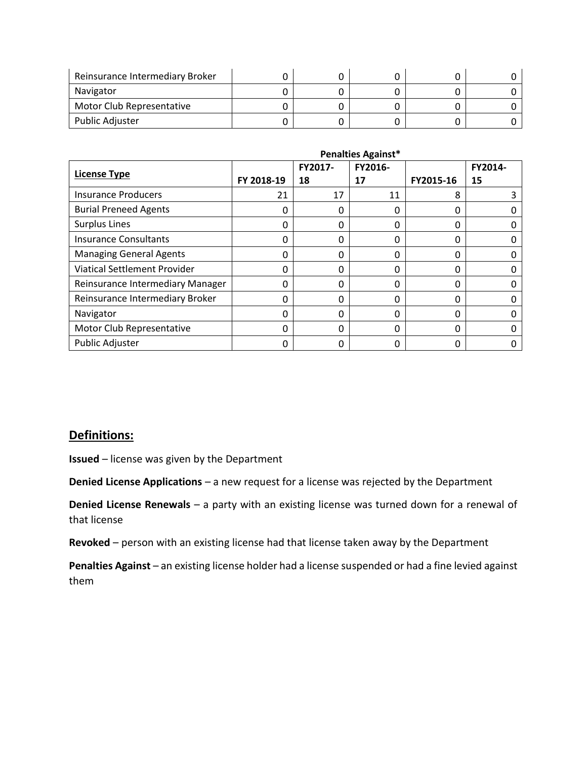| Reinsurance Intermediary Broker | 0 | 0 | 0 | 0 | 0 |
|---|---|---|---|---|---|
| Navigator | 0 | 0 | 0 | 0 | 0 |
| Motor Club Representative | 0 | 0 | 0 | 0 | 0 |
| Public Adjuster | 0 | 0 | 0 | 0 | 0 |

**Penalties Against***

| **License Type** | **FY 2018-19** | **FY2017-18** | **FY2016-17** | **FY2015-16** | **FY2014-15** |
|---|---|---|---|---|---|
| Insurance Producers | 21 | 17 | 11 | 8 | 3 |
| Burial Preneed Agents | 0 | 0 | 0 | 0 | 0 |
| Surplus Lines | 0 | 0 | 0 | 0 | 0 |
| Insurance Consultants | 0 | 0 | 0 | 0 | 0 |
| Managing General Agents | 0 | 0 | 0 | 0 | 0 |
| Viatical Settlement Provider | 0 | 0 | 0 | 0 | 0 |
| Reinsurance Intermediary Manager | 0 | 0 | 0 | 0 | 0 |
| Reinsurance Intermediary Broker | 0 | 0 | 0 | 0 | 0 |
| Navigator | 0 | 0 | 0 | 0 | 0 |
| Motor Club Representative | 0 | 0 | 0 | 0 | 0 |
| Public Adjuster | 0 | 0 | 0 | 0 | 0 |

## Definitions:

**Issued** – license was given by the Department

**Denied License Applications** – a new request for a license was rejected by the Department

**Denied License Renewals** – a party with an existing license was turned down for a renewal of that license

**Revoked** – person with an existing license had that license taken away by the Department

**Penalties Against** – an existing license holder had a license suspended or had a fine levied against them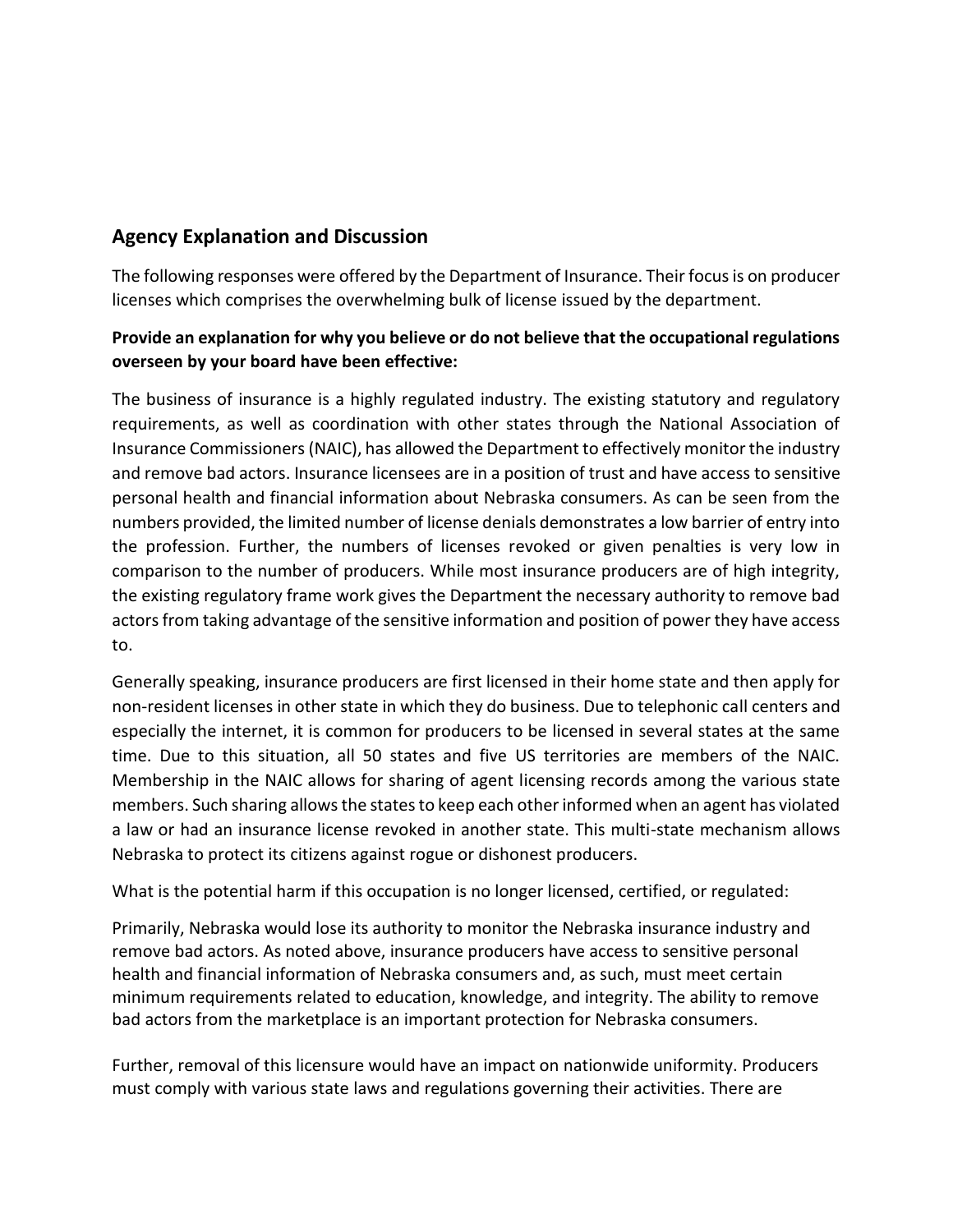## Agency Explanation and Discussion

The following responses were offered by the Department of Insurance. Their focus is on producer licenses which comprises the overwhelming bulk of license issued by the department.

**Provide an explanation for why you believe or do not believe that the occupational regulations overseen by your board have been effective:**

The business of insurance is a highly regulated industry. The existing statutory and regulatory requirements, as well as coordination with other states through the National Association of Insurance Commissioners (NAIC), has allowed the Department to effectively monitor the industry and remove bad actors. Insurance licensees are in a position of trust and have access to sensitive personal health and financial information about Nebraska consumers. As can be seen from the numbers provided, the limited number of license denials demonstrates a low barrier of entry into the profession. Further, the numbers of licenses revoked or given penalties is very low in comparison to the number of producers. While most insurance producers are of high integrity, the existing regulatory frame work gives the Department the necessary authority to remove bad actors from taking advantage of the sensitive information and position of power they have access to.

Generally speaking, insurance producers are first licensed in their home state and then apply for non-resident licenses in other state in which they do business. Due to telephonic call centers and especially the internet, it is common for producers to be licensed in several states at the same time. Due to this situation, all 50 states and five US territories are members of the NAIC. Membership in the NAIC allows for sharing of agent licensing records among the various state members. Such sharing allows the states to keep each other informed when an agent has violated a law or had an insurance license revoked in another state. This multi-state mechanism allows Nebraska to protect its citizens against rogue or dishonest producers.

What is the potential harm if this occupation is no longer licensed, certified, or regulated:

Primarily, Nebraska would lose its authority to monitor the Nebraska insurance industry and remove bad actors. As noted above, insurance producers have access to sensitive personal health and financial information of Nebraska consumers and, as such, must meet certain minimum requirements related to education, knowledge, and integrity. The ability to remove bad actors from the marketplace is an important protection for Nebraska consumers.

Further, removal of this licensure would have an impact on nationwide uniformity. Producers must comply with various state laws and regulations governing their activities. There are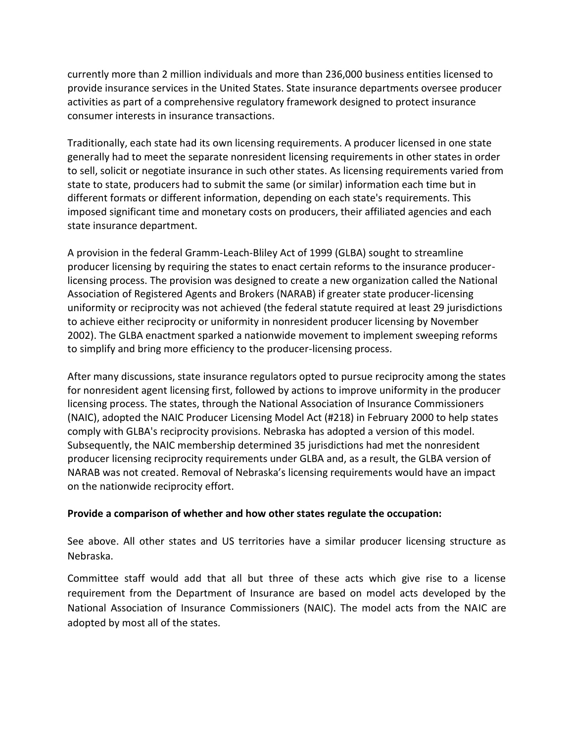currently more than 2 million individuals and more than 236,000 business entities licensed to provide insurance services in the United States. State insurance departments oversee producer activities as part of a comprehensive regulatory framework designed to protect insurance consumer interests in insurance transactions.

Traditionally, each state had its own licensing requirements. A producer licensed in one state generally had to meet the separate nonresident licensing requirements in other states in order to sell, solicit or negotiate insurance in such other states. As licensing requirements varied from state to state, producers had to submit the same (or similar) information each time but in different formats or different information, depending on each state's requirements. This imposed significant time and monetary costs on producers, their affiliated agencies and each state insurance department.

A provision in the federal Gramm-Leach-Bliley Act of 1999 (GLBA) sought to streamline producer licensing by requiring the states to enact certain reforms to the insurance producer-licensing process. The provision was designed to create a new organization called the National Association of Registered Agents and Brokers (NARAB) if greater state producer-licensing uniformity or reciprocity was not achieved (the federal statute required at least 29 jurisdictions to achieve either reciprocity or uniformity in nonresident producer licensing by November 2002). The GLBA enactment sparked a nationwide movement to implement sweeping reforms to simplify and bring more efficiency to the producer-licensing process.

After many discussions, state insurance regulators opted to pursue reciprocity among the states for nonresident agent licensing first, followed by actions to improve uniformity in the producer licensing process. The states, through the National Association of Insurance Commissioners (NAIC), adopted the NAIC Producer Licensing Model Act (#218) in February 2000 to help states comply with GLBA's reciprocity provisions. Nebraska has adopted a version of this model. Subsequently, the NAIC membership determined 35 jurisdictions had met the nonresident producer licensing reciprocity requirements under GLBA and, as a result, the GLBA version of NARAB was not created. Removal of Nebraska's licensing requirements would have an impact on the nationwide reciprocity effort.

**Provide a comparison of whether and how other states regulate the occupation:**

See above. All other states and US territories have a similar producer licensing structure as Nebraska.

Committee staff would add that all but three of these acts which give rise to a license requirement from the Department of Insurance are based on model acts developed by the National Association of Insurance Commissioners (NAIC). The model acts from the NAIC are adopted by most all of the states.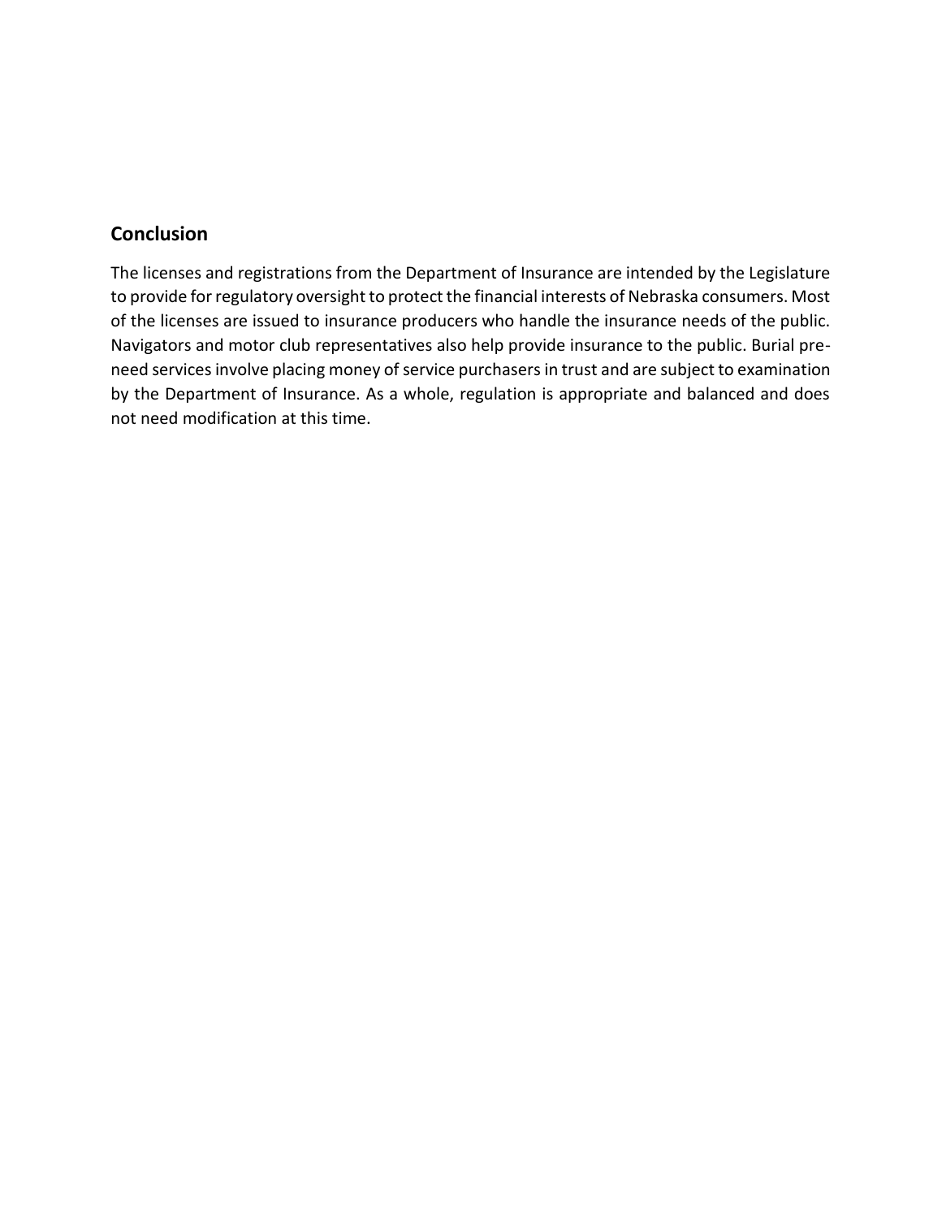## Conclusion

The licenses and registrations from the Department of Insurance are intended by the Legislature to provide for regulatory oversight to protect the financial interests of Nebraska consumers. Most of the licenses are issued to insurance producers who handle the insurance needs of the public. Navigators and motor club representatives also help provide insurance to the public. Burial pre-need services involve placing money of service purchasers in trust and are subject to examination by the Department of Insurance. As a whole, regulation is appropriate and balanced and does not need modification at this time.